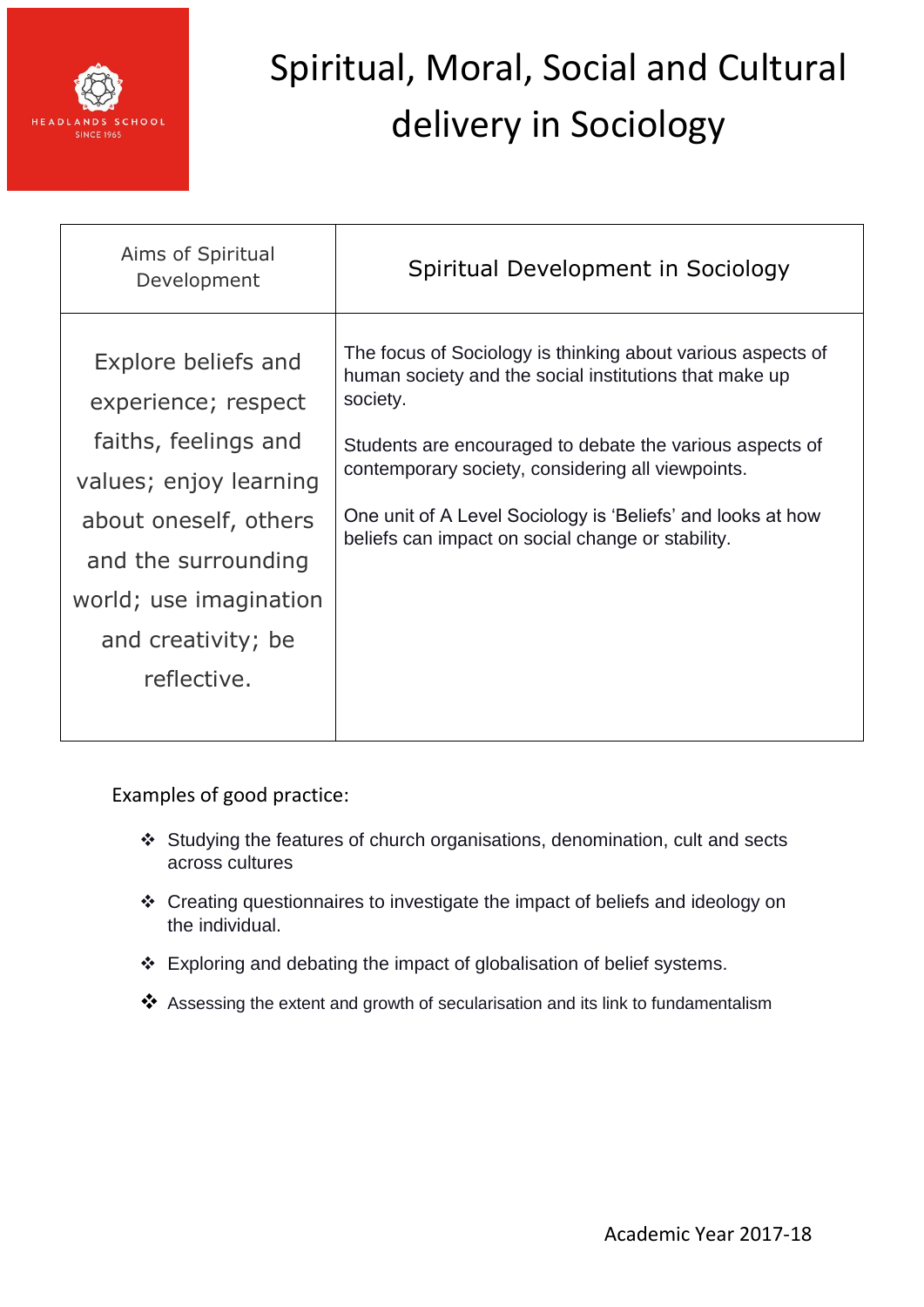# Spiritual, Moral, Social and Cultural delivery in Sociology

| Aims of Spiritual Development | Spiritual Development in Sociology |
|---|---|
| Explore beliefs and experience; respect faiths, feelings and values; enjoy learning about oneself, others and the surrounding world; use imagination and creativity; be reflective. | The focus of Sociology is thinking about various aspects of human society and the social institutions that make up society.<br><br>Students are encouraged to debate the various aspects of contemporary society, considering all viewpoints.<br><br>One unit of A Level Sociology is 'Beliefs' and looks at how beliefs can impact on social change or stability. |

Examples of good practice:

- Studying the features of church organisations, denomination, cult and sects across cultures
- Creating questionnaires to investigate the impact of beliefs and ideology on the individual.
- Exploring and debating the impact of globalisation of belief systems.
- Assessing the extent and growth of secularisation and its link to fundamentalism

Academic Year 2017-18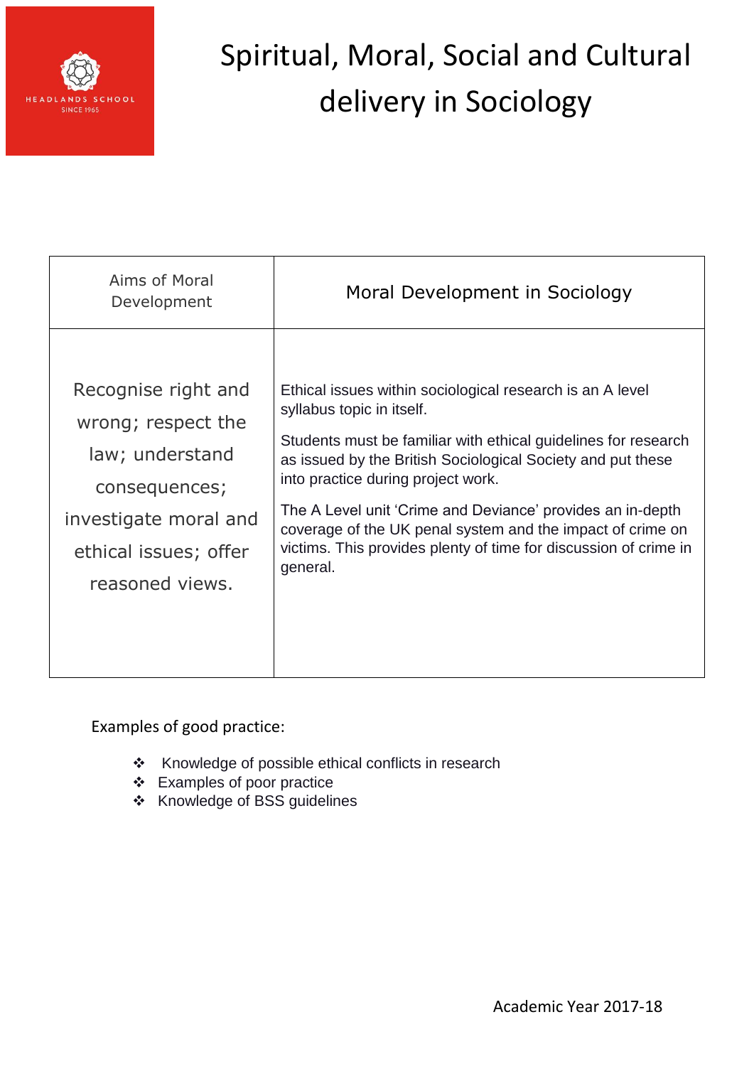# Spiritual, Moral, Social and Cultural delivery in Sociology

| Aims of Moral Development | Moral Development in Sociology |
| --- | --- |
| Recognise right and wrong; respect the law; understand consequences; investigate moral and ethical issues; offer reasoned views. | Ethical issues within sociological research is an A level syllabus topic in itself.<br><br>Students must be familiar with ethical guidelines for research as issued by the British Sociological Society and put these into practice during project work.<br><br>The A Level unit 'Crime and Deviance' provides an in-depth coverage of the UK penal system and the impact of crime on victims. This provides plenty of time for discussion of crime in general. |

Examples of good practice:

- Knowledge of possible ethical conflicts in research
- Examples of poor practice
- Knowledge of BSS guidelines

Academic Year 2017-18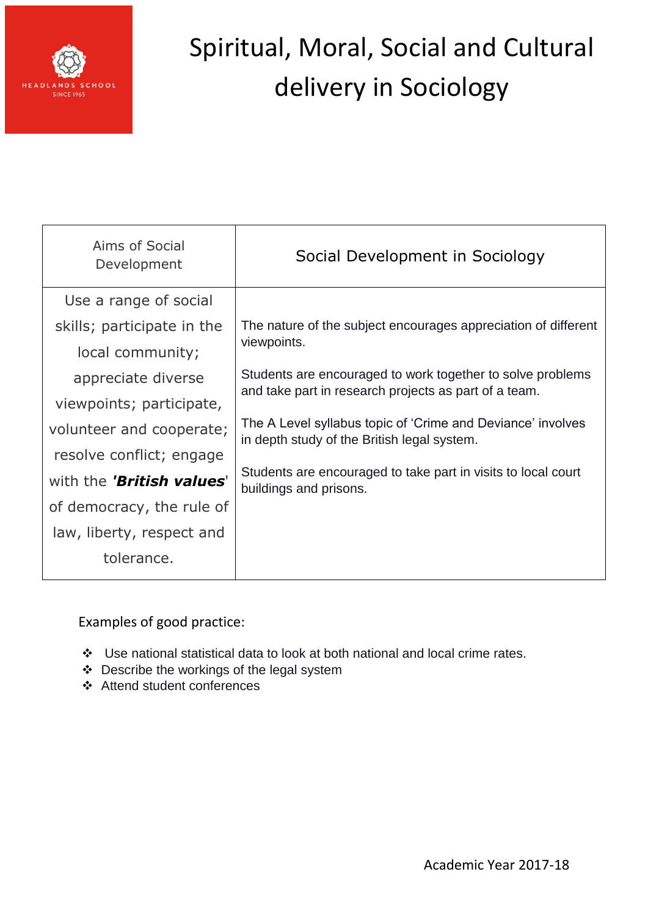# Spiritual, Moral, Social and Cultural delivery in Sociology

| Aims of Social Development | Social Development in Sociology |
|---|---|
| Use a range of social skills; participate in the local community; appreciate diverse viewpoints; participate, volunteer and cooperate; resolve conflict; engage with the ***'British values'*** of democracy, the rule of law, liberty, respect and tolerance. | The nature of the subject encourages appreciation of different viewpoints.<br><br>Students are encouraged to work together to solve problems and take part in research projects as part of a team.<br><br>The A Level syllabus topic of 'Crime and Deviance' involves in depth study of the British legal system.<br><br>Students are encouraged to take part in visits to local court buildings and prisons. |

Examples of good practice:

- Use national statistical data to look at both national and local crime rates.
- Describe the workings of the legal system
- Attend student conferences

Academic Year 2017-18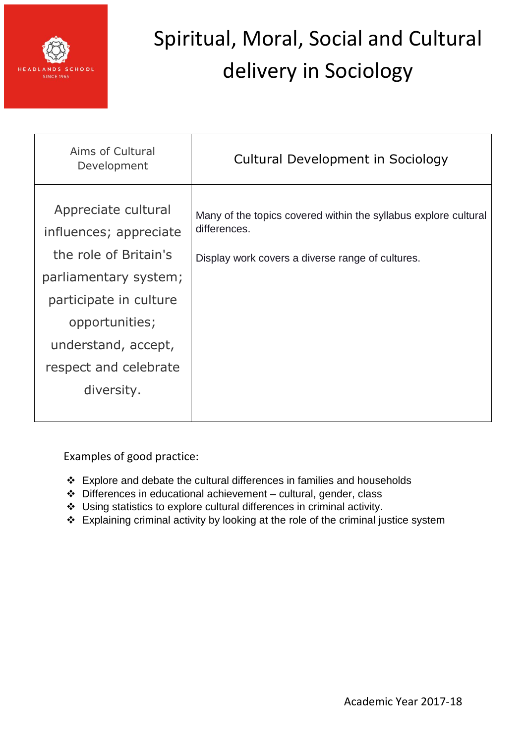HEADLANDS SCHOOL
SINCE 1965

# Spiritual, Moral, Social and Cultural delivery in Sociology

| Aims of Cultural Development | Cultural Development in Sociology |
|---|---|
| Appreciate cultural influences; appreciate the role of Britain's parliamentary system; participate in culture opportunities; understand, accept, respect and celebrate diversity. | Many of the topics covered within the syllabus explore cultural differences.<br><br>Display work covers a diverse range of cultures. |

Examples of good practice:

- Explore and debate the cultural differences in families and households
- Differences in educational achievement – cultural, gender, class
- Using statistics to explore cultural differences in criminal activity.
- Explaining criminal activity by looking at the role of the criminal justice system

Academic Year 2017-18